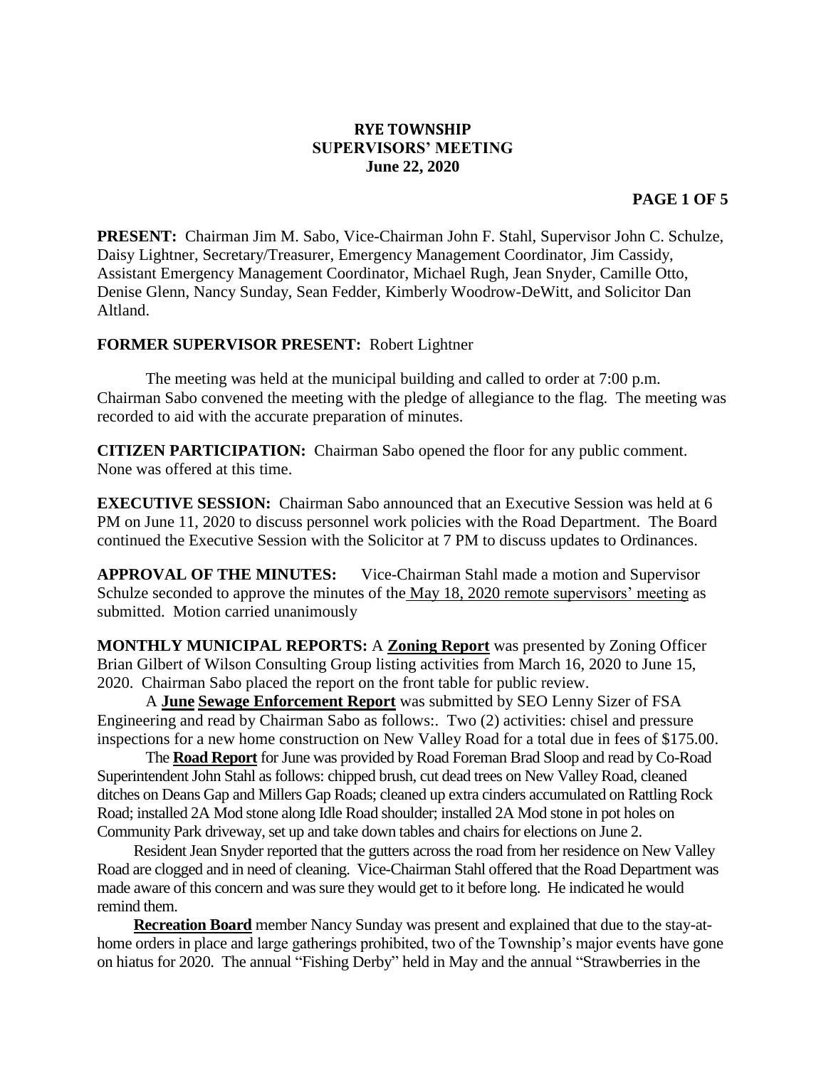# RYE TOWNSHIP
## SUPERVISORS' MEETING
### June 22, 2020

**PRESENT:** Chairman Jim M. Sabo, Vice-Chairman John F. Stahl, Supervisor John C. Schulze, Daisy Lightner, Secretary/Treasurer, Emergency Management Coordinator, Jim Cassidy, Assistant Emergency Management Coordinator, Michael Rugh, Jean Snyder, Camille Otto, Denise Glenn, Nancy Sunday, Sean Fedder, Kimberly Woodrow-DeWitt, and Solicitor Dan Altland.

**FORMER SUPERVISOR PRESENT:** Robert Lightner

The meeting was held at the municipal building and called to order at 7:00 p.m. Chairman Sabo convened the meeting with the pledge of allegiance to the flag. The meeting was recorded to aid with the accurate preparation of minutes.

**CITIZEN PARTICIPATION:** Chairman Sabo opened the floor for any public comment. None was offered at this time.

**EXECUTIVE SESSION:** Chairman Sabo announced that an Executive Session was held at 6 PM on June 11, 2020 to discuss personnel work policies with the Road Department. The Board continued the Executive Session with the Solicitor at 7 PM to discuss updates to Ordinances.

**APPROVAL OF THE MINUTES:** Vice-Chairman Stahl made a motion and Supervisor Schulze seconded to approve the minutes of the May 18, 2020 remote supervisors' meeting as submitted. Motion carried unanimously

**MONTHLY MUNICIPAL REPORTS:** A **Zoning Report** was presented by Zoning Officer Brian Gilbert of Wilson Consulting Group listing activities from March 16, 2020 to June 15, 2020. Chairman Sabo placed the report on the front table for public review.

A **June Sewage Enforcement Report** was submitted by SEO Lenny Sizer of FSA Engineering and read by Chairman Sabo as follows:. Two (2) activities: chisel and pressure inspections for a new home construction on New Valley Road for a total due in fees of $175.00.

The **Road Report** for June was provided by Road Foreman Brad Sloop and read by Co-Road Superintendent John Stahl as follows: chipped brush, cut dead trees on New Valley Road, cleaned ditches on Deans Gap and Millers Gap Roads; cleaned up extra cinders accumulated on Rattling Rock Road; installed 2A Mod stone along Idle Road shoulder; installed 2A Mod stone in pot holes on Community Park driveway, set up and take down tables and chairs for elections on June 2.

Resident Jean Snyder reported that the gutters across the road from her residence on New Valley Road are clogged and in need of cleaning. Vice-Chairman Stahl offered that the Road Department was made aware of this concern and was sure they would get to it before long. He indicated he would remind them.

**Recreation Board** member Nancy Sunday was present and explained that due to the stay-at-home orders in place and large gatherings prohibited, two of the Township's major events have gone on hiatus for 2020. The annual "Fishing Derby" held in May and the annual "Strawberries in the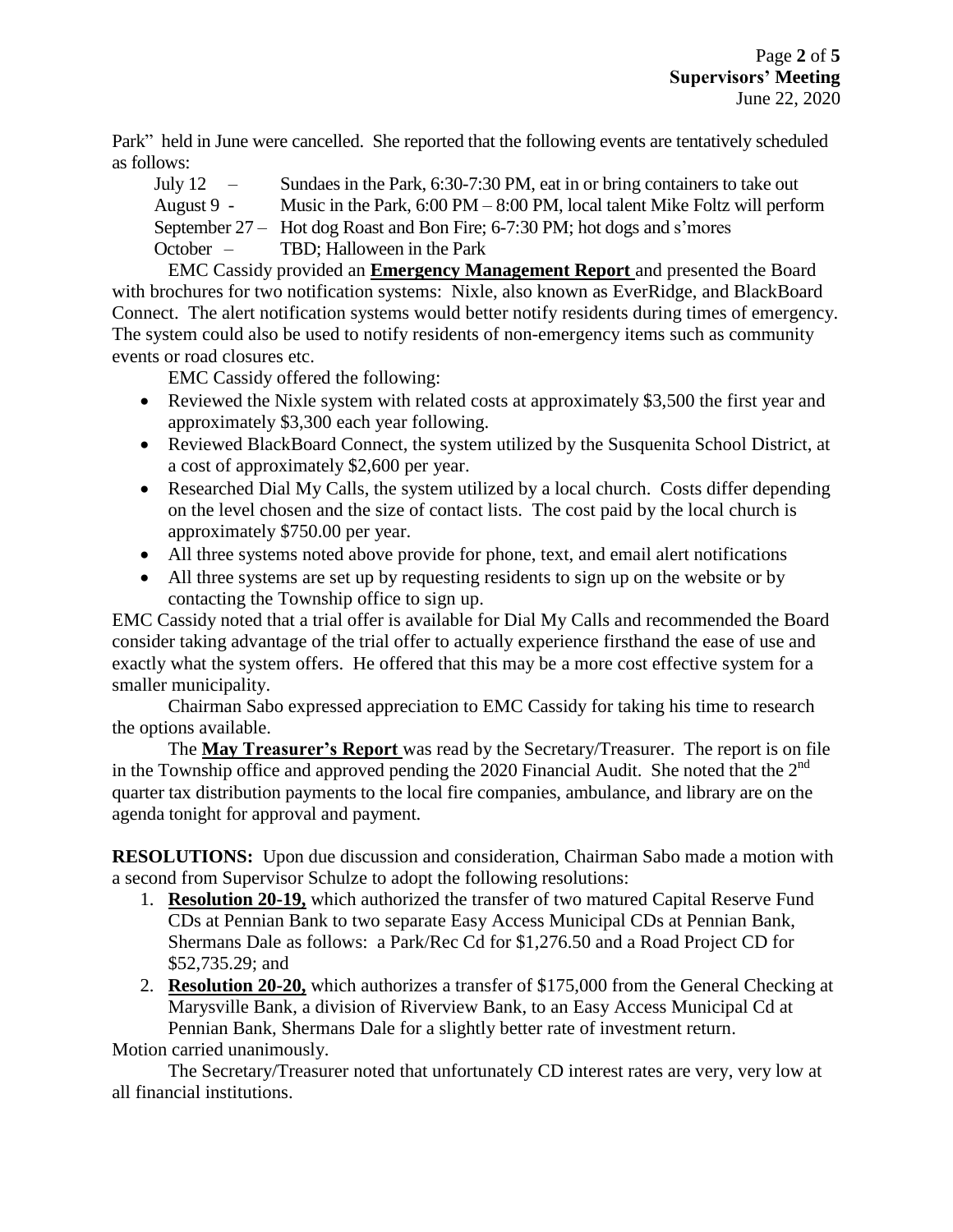Park" held in June were cancelled. She reported that the following events are tentatively scheduled as follows:

July 12 – Sundaes in the Park, 6:30-7:30 PM, eat in or bring containers to take out
August 9 - Music in the Park, 6:00 PM – 8:00 PM, local talent Mike Foltz will perform
September 27 – Hot dog Roast and Bon Fire; 6-7:30 PM; hot dogs and s'mores
October – TBD; Halloween in the Park

EMC Cassidy provided an **Emergency Management Report** and presented the Board with brochures for two notification systems: Nixle, also known as EverRidge, and BlackBoard Connect. The alert notification systems would better notify residents during times of emergency. The system could also be used to notify residents of non-emergency items such as community events or road closures etc.

EMC Cassidy offered the following:

- Reviewed the Nixle system with related costs at approximately $3,500 the first year and approximately $3,300 each year following.
- Reviewed BlackBoard Connect, the system utilized by the Susquenita School District, at a cost of approximately $2,600 per year.
- Researched Dial My Calls, the system utilized by a local church. Costs differ depending on the level chosen and the size of contact lists. The cost paid by the local church is approximately $750.00 per year.
- All three systems noted above provide for phone, text, and email alert notifications
- All three systems are set up by requesting residents to sign up on the website or by contacting the Township office to sign up.

EMC Cassidy noted that a trial offer is available for Dial My Calls and recommended the Board consider taking advantage of the trial offer to actually experience firsthand the ease of use and exactly what the system offers. He offered that this may be a more cost effective system for a smaller municipality.

Chairman Sabo expressed appreciation to EMC Cassidy for taking his time to research the options available.

The **May Treasurer's Report** was read by the Secretary/Treasurer. The report is on file in the Township office and approved pending the 2020 Financial Audit. She noted that the 2nd quarter tax distribution payments to the local fire companies, ambulance, and library are on the agenda tonight for approval and payment.

**RESOLUTIONS:** Upon due discussion and consideration, Chairman Sabo made a motion with a second from Supervisor Schulze to adopt the following resolutions:

1. **Resolution 20-19,** which authorized the transfer of two matured Capital Reserve Fund CDs at Pennian Bank to two separate Easy Access Municipal CDs at Pennian Bank, Shermans Dale as follows: a Park/Rec Cd for $1,276.50 and a Road Project CD for $52,735.29; and
2. **Resolution 20-20,** which authorizes a transfer of $175,000 from the General Checking at Marysville Bank, a division of Riverview Bank, to an Easy Access Municipal Cd at Pennian Bank, Shermans Dale for a slightly better rate of investment return.

Motion carried unanimously.

The Secretary/Treasurer noted that unfortunately CD interest rates are very, very low at all financial institutions.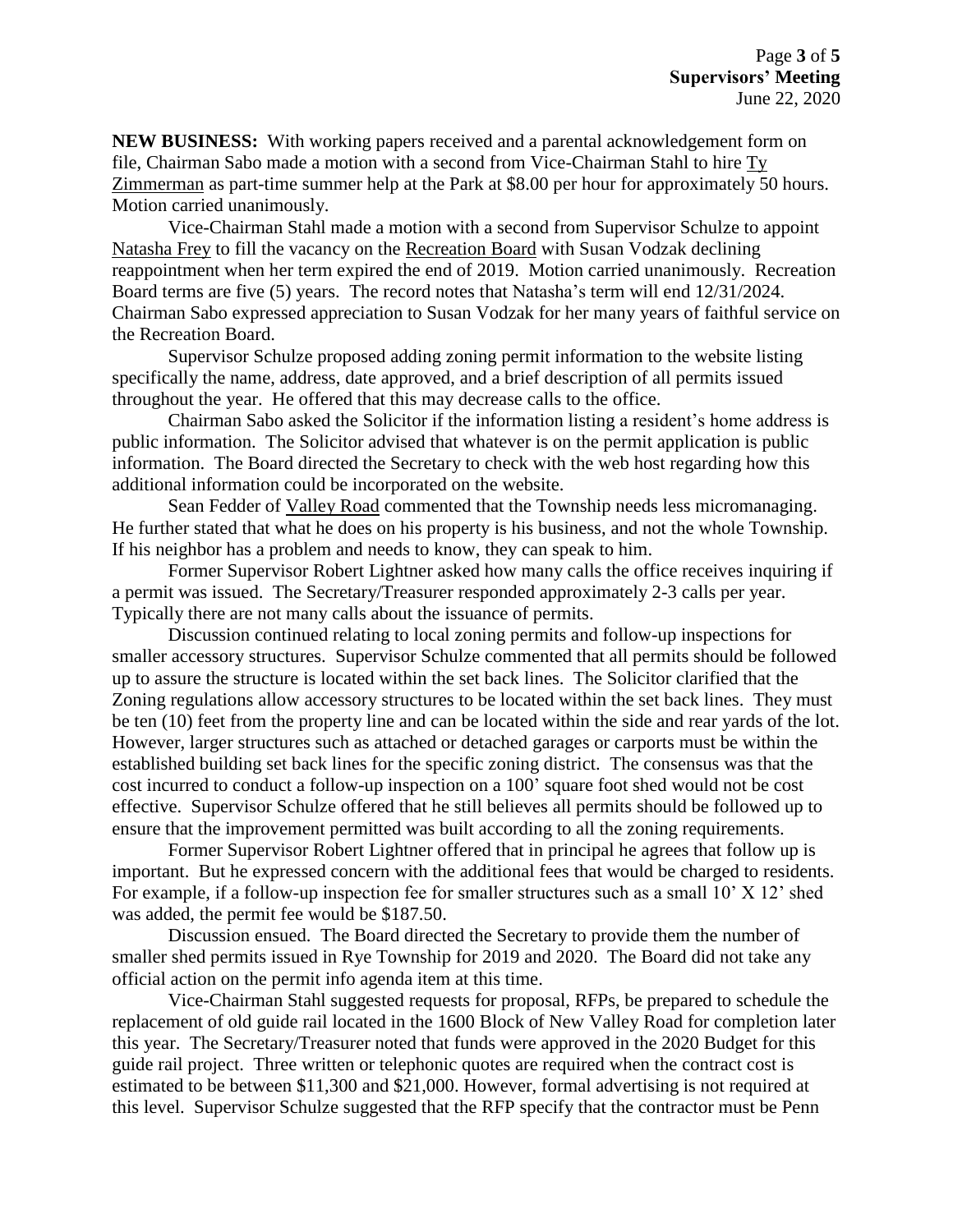**NEW BUSINESS:** With working papers received and a parental acknowledgement form on file, Chairman Sabo made a motion with a second from Vice-Chairman Stahl to hire Ty Zimmerman as part-time summer help at the Park at $8.00 per hour for approximately 50 hours. Motion carried unanimously.

Vice-Chairman Stahl made a motion with a second from Supervisor Schulze to appoint Natasha Frey to fill the vacancy on the Recreation Board with Susan Vodzak declining reappointment when her term expired the end of 2019. Motion carried unanimously. Recreation Board terms are five (5) years. The record notes that Natasha's term will end 12/31/2024. Chairman Sabo expressed appreciation to Susan Vodzak for her many years of faithful service on the Recreation Board.

Supervisor Schulze proposed adding zoning permit information to the website listing specifically the name, address, date approved, and a brief description of all permits issued throughout the year. He offered that this may decrease calls to the office.

Chairman Sabo asked the Solicitor if the information listing a resident's home address is public information. The Solicitor advised that whatever is on the permit application is public information. The Board directed the Secretary to check with the web host regarding how this additional information could be incorporated on the website.

Sean Fedder of Valley Road commented that the Township needs less micromanaging. He further stated that what he does on his property is his business, and not the whole Township. If his neighbor has a problem and needs to know, they can speak to him.

Former Supervisor Robert Lightner asked how many calls the office receives inquiring if a permit was issued. The Secretary/Treasurer responded approximately 2-3 calls per year. Typically there are not many calls about the issuance of permits.

Discussion continued relating to local zoning permits and follow-up inspections for smaller accessory structures. Supervisor Schulze commented that all permits should be followed up to assure the structure is located within the set back lines. The Solicitor clarified that the Zoning regulations allow accessory structures to be located within the set back lines. They must be ten (10) feet from the property line and can be located within the side and rear yards of the lot. However, larger structures such as attached or detached garages or carports must be within the established building set back lines for the specific zoning district. The consensus was that the cost incurred to conduct a follow-up inspection on a 100' square foot shed would not be cost effective. Supervisor Schulze offered that he still believes all permits should be followed up to ensure that the improvement permitted was built according to all the zoning requirements.

Former Supervisor Robert Lightner offered that in principal he agrees that follow up is important. But he expressed concern with the additional fees that would be charged to residents. For example, if a follow-up inspection fee for smaller structures such as a small 10' X 12' shed was added, the permit fee would be $187.50.

Discussion ensued. The Board directed the Secretary to provide them the number of smaller shed permits issued in Rye Township for 2019 and 2020. The Board did not take any official action on the permit info agenda item at this time.

Vice-Chairman Stahl suggested requests for proposal, RFPs, be prepared to schedule the replacement of old guide rail located in the 1600 Block of New Valley Road for completion later this year. The Secretary/Treasurer noted that funds were approved in the 2020 Budget for this guide rail project. Three written or telephonic quotes are required when the contract cost is estimated to be between $11,300 and $21,000. However, formal advertising is not required at this level. Supervisor Schulze suggested that the RFP specify that the contractor must be Penn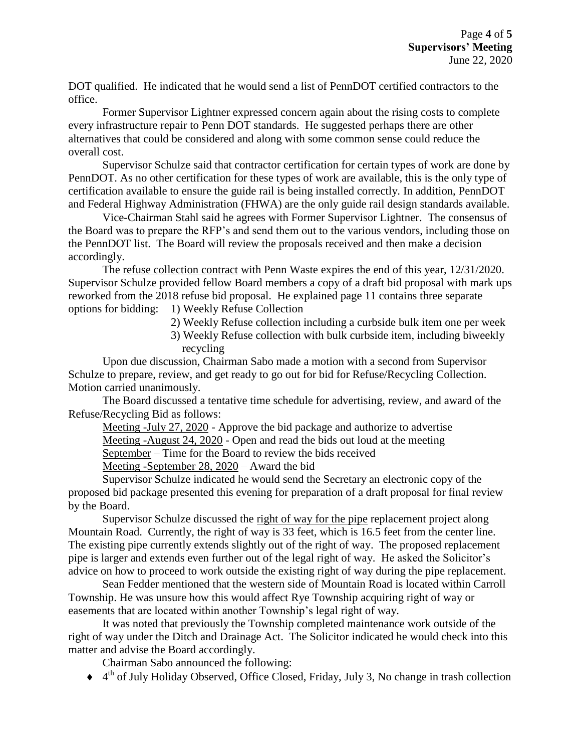DOT qualified. He indicated that he would send a list of PennDOT certified contractors to the office.

Former Supervisor Lightner expressed concern again about the rising costs to complete every infrastructure repair to Penn DOT standards. He suggested perhaps there are other alternatives that could be considered and along with some common sense could reduce the overall cost.

Supervisor Schulze said that contractor certification for certain types of work are done by PennDOT. As no other certification for these types of work are available, this is the only type of certification available to ensure the guide rail is being installed correctly. In addition, PennDOT and Federal Highway Administration (FHWA) are the only guide rail design standards available.

Vice-Chairman Stahl said he agrees with Former Supervisor Lightner. The consensus of the Board was to prepare the RFP's and send them out to the various vendors, including those on the PennDOT list. The Board will review the proposals received and then make a decision accordingly.

The <u>refuse collection contract</u> with Penn Waste expires the end of this year, 12/31/2020. Supervisor Schulze provided fellow Board members a copy of a draft bid proposal with mark ups reworked from the 2018 refuse bid proposal. He explained page 11 contains three separate options for bidding:

1) Weekly Refuse Collection
2) Weekly Refuse collection including a curbside bulk item one per week
3) Weekly Refuse collection with bulk curbside item, including biweekly recycling

Upon due discussion, Chairman Sabo made a motion with a second from Supervisor Schulze to prepare, review, and get ready to go out for bid for Refuse/Recycling Collection. Motion carried unanimously.

The Board discussed a tentative time schedule for advertising, review, and award of the Refuse/Recycling Bid as follows:

<u>Meeting -July 27, 2020</u> - Approve the bid package and authorize to advertise
<u>Meeting -August 24, 2020</u> - Open and read the bids out loud at the meeting
<u>September</u> – Time for the Board to review the bids received
<u>Meeting -September 28, 2020</u> – Award the bid

Supervisor Schulze indicated he would send the Secretary an electronic copy of the proposed bid package presented this evening for preparation of a draft proposal for final review by the Board.

Supervisor Schulze discussed the <u>right of way for the pipe</u> replacement project along Mountain Road. Currently, the right of way is 33 feet, which is 16.5 feet from the center line. The existing pipe currently extends slightly out of the right of way. The proposed replacement pipe is larger and extends even further out of the legal right of way. He asked the Solicitor's advice on how to proceed to work outside the existing right of way during the pipe replacement.

Sean Fedder mentioned that the western side of Mountain Road is located within Carroll Township. He was unsure how this would affect Rye Township acquiring right of way or easements that are located within another Township's legal right of way.

It was noted that previously the Township completed maintenance work outside of the right of way under the Ditch and Drainage Act. The Solicitor indicated he would check into this matter and advise the Board accordingly.

Chairman Sabo announced the following:

- 4th of July Holiday Observed, Office Closed, Friday, July 3, No change in trash collection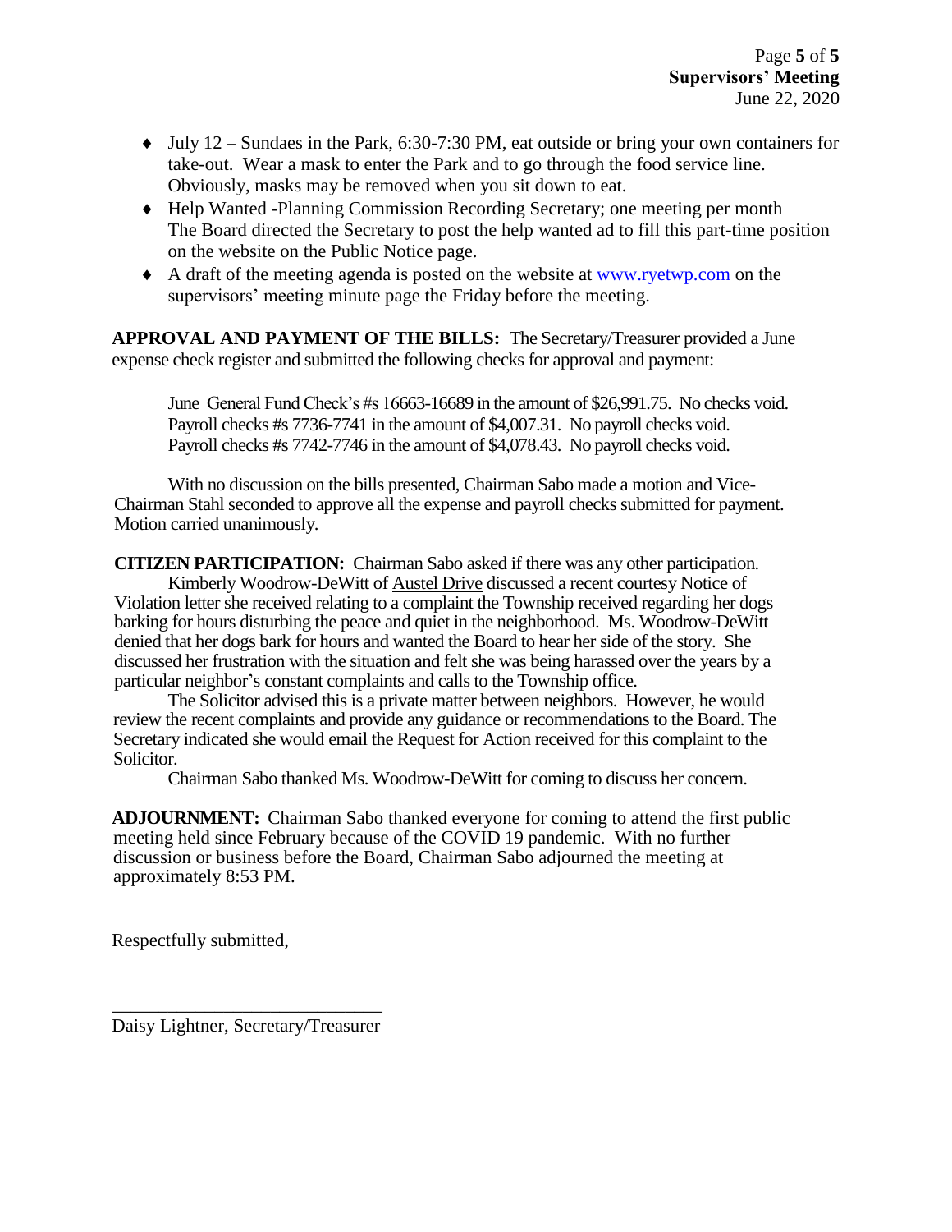- July 12 – Sundaes in the Park, 6:30-7:30 PM, eat outside or bring your own containers for take-out. Wear a mask to enter the Park and to go through the food service line. Obviously, masks may be removed when you sit down to eat.
- Help Wanted -Planning Commission Recording Secretary; one meeting per month
  The Board directed the Secretary to post the help wanted ad to fill this part-time position on the website on the Public Notice page.
- A draft of the meeting agenda is posted on the website at www.ryetwp.com on the supervisors' meeting minute page the Friday before the meeting.

**APPROVAL AND PAYMENT OF THE BILLS:** The Secretary/Treasurer provided a June expense check register and submitted the following checks for approval and payment:

June General Fund Check's #s 16663-16689 in the amount of $26,991.75. No checks void.
Payroll checks #s 7736-7741 in the amount of $4,007.31. No payroll checks void.
Payroll checks #s 7742-7746 in the amount of $4,078.43. No payroll checks void.

With no discussion on the bills presented, Chairman Sabo made a motion and Vice-Chairman Stahl seconded to approve all the expense and payroll checks submitted for payment. Motion carried unanimously.

**CITIZEN PARTICIPATION:** Chairman Sabo asked if there was any other participation.

Kimberly Woodrow-DeWitt of Austel Drive discussed a recent courtesy Notice of Violation letter she received relating to a complaint the Township received regarding her dogs barking for hours disturbing the peace and quiet in the neighborhood. Ms. Woodrow-DeWitt denied that her dogs bark for hours and wanted the Board to hear her side of the story. She discussed her frustration with the situation and felt she was being harassed over the years by a particular neighbor's constant complaints and calls to the Township office.

The Solicitor advised this is a private matter between neighbors. However, he would review the recent complaints and provide any guidance or recommendations to the Board. The Secretary indicated she would email the Request for Action received for this complaint to the Solicitor.

Chairman Sabo thanked Ms. Woodrow-DeWitt for coming to discuss her concern.

**ADJOURNMENT:** Chairman Sabo thanked everyone for coming to attend the first public meeting held since February because of the COVID 19 pandemic. With no further discussion or business before the Board, Chairman Sabo adjourned the meeting at approximately 8:53 PM.

Respectfully submitted,

\_\_\_\_\_\_\_\_\_\_\_\_\_\_\_\_\_\_\_\_\_\_\_\_\_\_\_\_\_\_

Daisy Lightner, Secretary/Treasurer